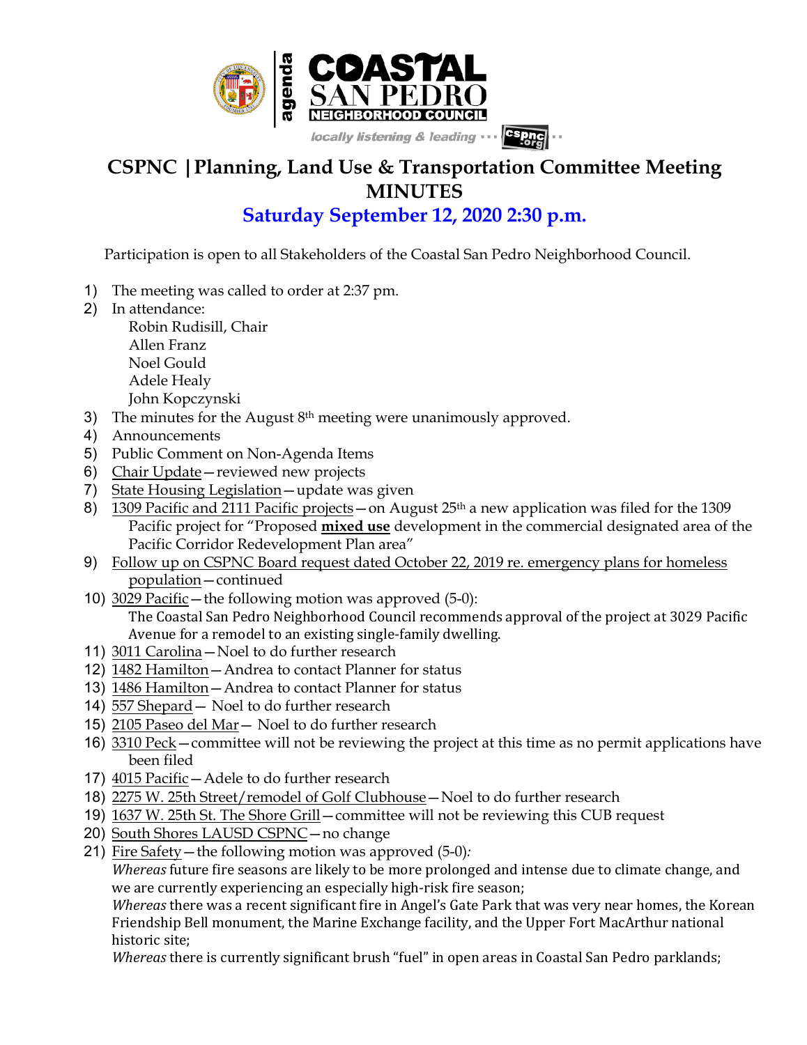agenda

COASTAL SAN PEDRO NEIGHBORHOOD COUNCIL

locally listening & leading ··· cspnc.org ··

# CSPNC | Planning, Land Use & Transportation Committee Meeting MINUTES

## Saturday September 12, 2020 2:30 p.m.

Participation is open to all Stakeholders of the Coastal San Pedro Neighborhood Council.

1) The meeting was called to order at 2:37 pm.
2) In attendance:
   Robin Rudisill, Chair
   Allen Franz
   Noel Gould
   Adele Healy
   John Kopczynski
3) The minutes for the August 8th meeting were unanimously approved.
4) Announcements
5) Public Comment on Non-Agenda Items
6) Chair Update—reviewed new projects
7) State Housing Legislation—update was given
8) 1309 Pacific and 2111 Pacific projects—on August 25th a new application was filed for the 1309 Pacific project for "Proposed **mixed use** development in the commercial designated area of the Pacific Corridor Redevelopment Plan area"
9) Follow up on CSPNC Board request dated October 22, 2019 re. emergency plans for homeless population—continued
10) 3029 Pacific—the following motion was approved (5-0):
    The Coastal San Pedro Neighborhood Council recommends approval of the project at 3029 Pacific Avenue for a remodel to an existing single-family dwelling.
11) 3011 Carolina—Noel to do further research
12) 1482 Hamilton—Andrea to contact Planner for status
13) 1486 Hamilton—Andrea to contact Planner for status
14) 557 Shepard— Noel to do further research
15) 2105 Paseo del Mar— Noel to do further research
16) 3310 Peck—committee will not be reviewing the project at this time as no permit applications have been filed
17) 4015 Pacific—Adele to do further research
18) 2275 W. 25th Street/remodel of Golf Clubhouse—Noel to do further research
19) 1637 W. 25th St. The Shore Grill—committee will not be reviewing this CUB request
20) South Shores LAUSD CSPNC—no change
21) Fire Safety—the following motion was approved (5-0)*:*
    *Whereas* future fire seasons are likely to be more prolonged and intense due to climate change, and we are currently experiencing an especially high-risk fire season;
    *Whereas* there was a recent significant fire in Angel's Gate Park that was very near homes, the Korean Friendship Bell monument, the Marine Exchange facility, and the Upper Fort MacArthur national historic site;
    *Whereas* there is currently significant brush "fuel" in open areas in Coastal San Pedro parklands;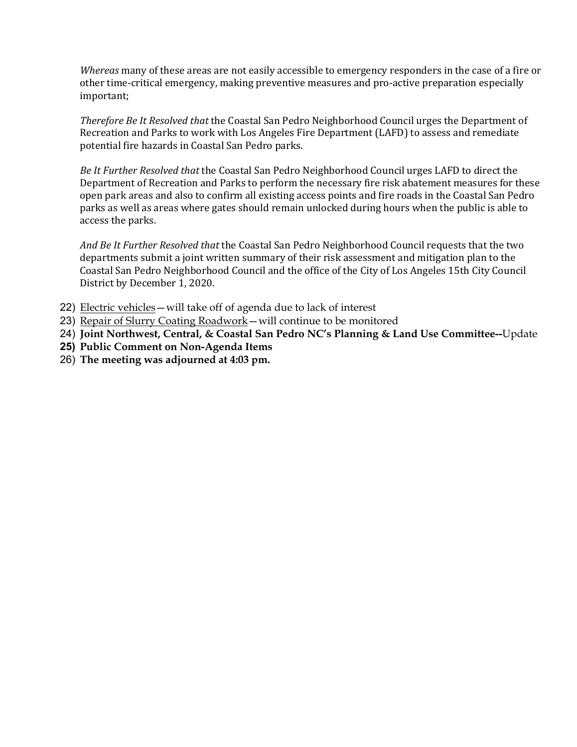*Whereas* many of these areas are not easily accessible to emergency responders in the case of a fire or other time-critical emergency, making preventive measures and pro-active preparation especially important;

*Therefore Be It Resolved that* the Coastal San Pedro Neighborhood Council urges the Department of Recreation and Parks to work with Los Angeles Fire Department (LAFD) to assess and remediate potential fire hazards in Coastal San Pedro parks.

*Be It Further Resolved that* the Coastal San Pedro Neighborhood Council urges LAFD to direct the Department of Recreation and Parks to perform the necessary fire risk abatement measures for these open park areas and also to confirm all existing access points and fire roads in the Coastal San Pedro parks as well as areas where gates should remain unlocked during hours when the public is able to access the parks.

*And Be It Further Resolved that* the Coastal San Pedro Neighborhood Council requests that the two departments submit a joint written summary of their risk assessment and mitigation plan to the Coastal San Pedro Neighborhood Council and the office of the City of Los Angeles 15th City Council District by December 1, 2020.

22) Electric vehicles—will take off of agenda due to lack of interest
23) Repair of Slurry Coating Roadwork—will continue to be monitored
24) **Joint Northwest, Central, & Coastal San Pedro NC's Planning & Land Use Committee--**Update
25) **Public Comment on Non-Agenda Items**
26) **The meeting was adjourned at 4:03 pm.**